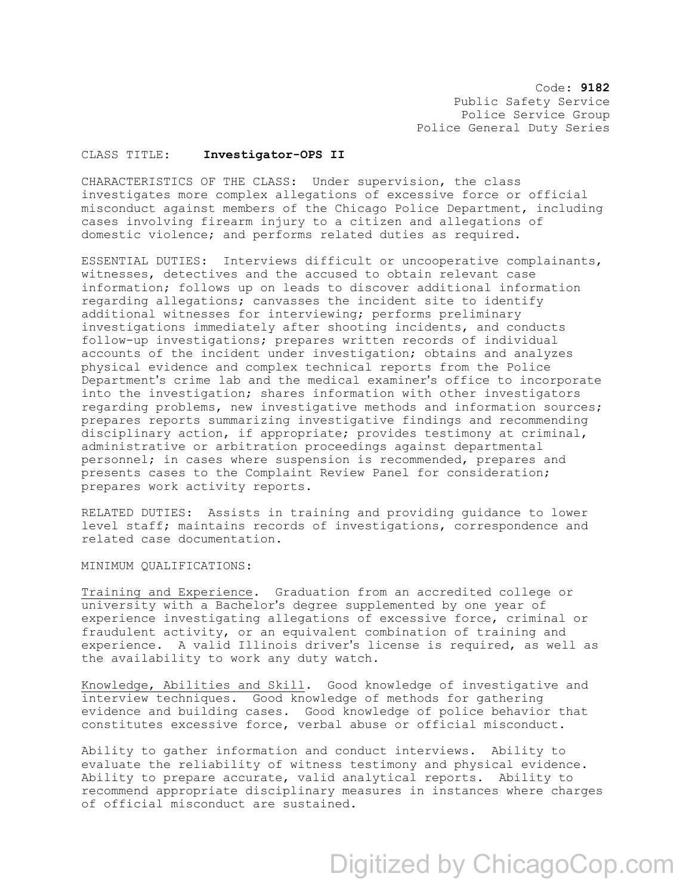Code: **9182**
Public Safety Service
Police Service Group
Police General Duty Series

CLASS TITLE: **Investigator-OPS II**

CHARACTERISTICS OF THE CLASS: Under supervision, the class investigates more complex allegations of excessive force or official misconduct against members of the Chicago Police Department, including cases involving firearm injury to a citizen and allegations of domestic violence; and performs related duties as required.

ESSENTIAL DUTIES: Interviews difficult or uncooperative complainants, witnesses, detectives and the accused to obtain relevant case information; follows up on leads to discover additional information regarding allegations; canvasses the incident site to identify additional witnesses for interviewing; performs preliminary investigations immediately after shooting incidents, and conducts follow-up investigations; prepares written records of individual accounts of the incident under investigation; obtains and analyzes physical evidence and complex technical reports from the Police Department's crime lab and the medical examiner's office to incorporate into the investigation; shares information with other investigators regarding problems, new investigative methods and information sources; prepares reports summarizing investigative findings and recommending disciplinary action, if appropriate; provides testimony at criminal, administrative or arbitration proceedings against departmental personnel; in cases where suspension is recommended, prepares and presents cases to the Complaint Review Panel for consideration; prepares work activity reports.

RELATED DUTIES: Assists in training and providing guidance to lower level staff; maintains records of investigations, correspondence and related case documentation.

MINIMUM QUALIFICATIONS:

Training and Experience. Graduation from an accredited college or university with a Bachelor's degree supplemented by one year of experience investigating allegations of excessive force, criminal or fraudulent activity, or an equivalent combination of training and experience. A valid Illinois driver's license is required, as well as the availability to work any duty watch.

Knowledge, Abilities and Skill. Good knowledge of investigative and interview techniques. Good knowledge of methods for gathering evidence and building cases. Good knowledge of police behavior that constitutes excessive force, verbal abuse or official misconduct.

Ability to gather information and conduct interviews. Ability to evaluate the reliability of witness testimony and physical evidence. Ability to prepare accurate, valid analytical reports. Ability to recommend appropriate disciplinary measures in instances where charges of official misconduct are sustained.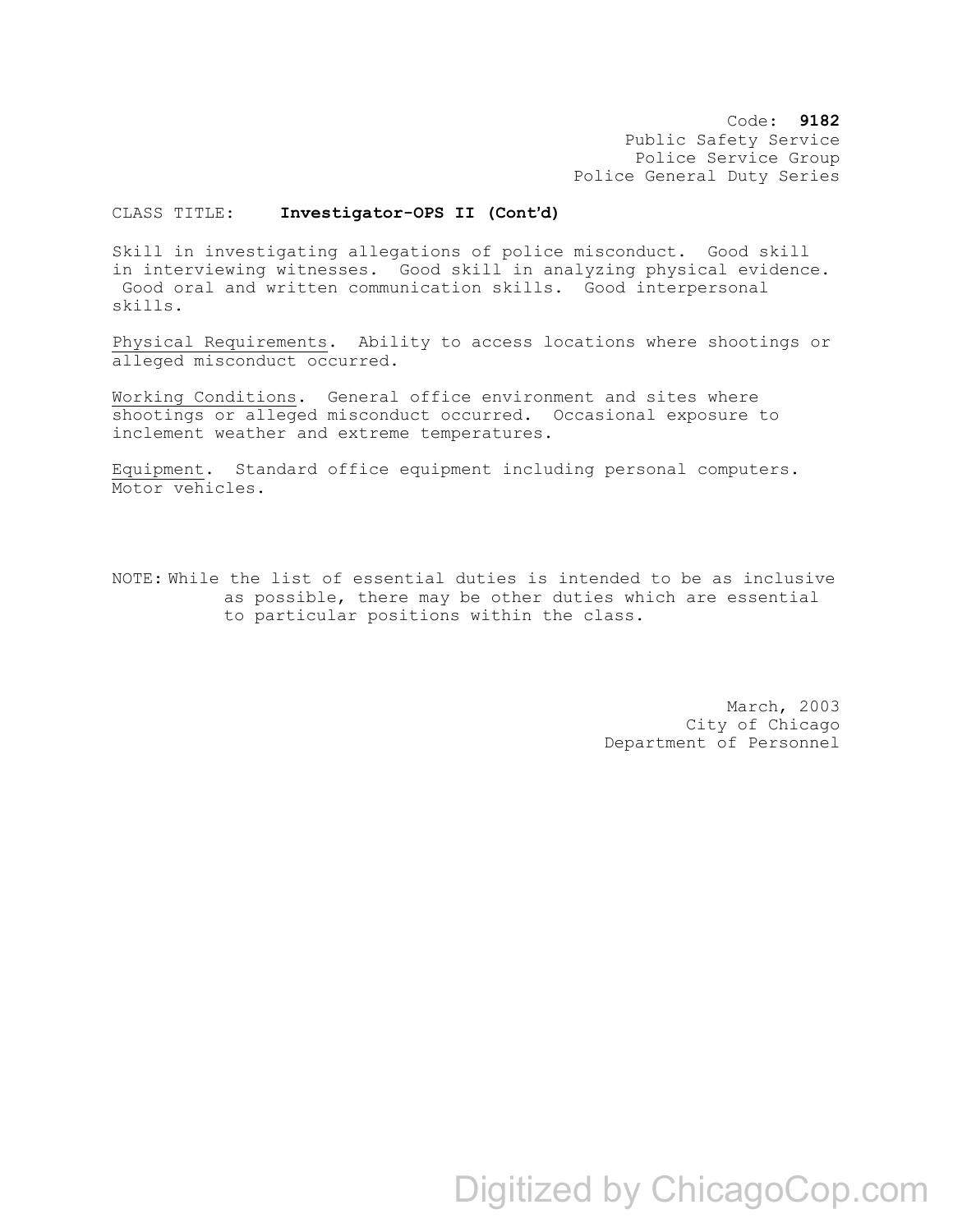Code: **9182**
Public Safety Service
Police Service Group
Police General Duty Series

CLASS TITLE: **Investigator-OPS II (Cont'd)**

Skill in investigating allegations of police misconduct. Good skill in interviewing witnesses. Good skill in analyzing physical evidence. Good oral and written communication skills. Good interpersonal skills.

Physical Requirements. Ability to access locations where shootings or alleged misconduct occurred.

Working Conditions. General office environment and sites where shootings or alleged misconduct occurred. Occasional exposure to inclement weather and extreme temperatures.

Equipment. Standard office equipment including personal computers. Motor vehicles.

NOTE: While the list of essential duties is intended to be as inclusive as possible, there may be other duties which are essential to particular positions within the class.

March, 2003
City of Chicago
Department of Personnel

Digitized by ChicagoCop.com